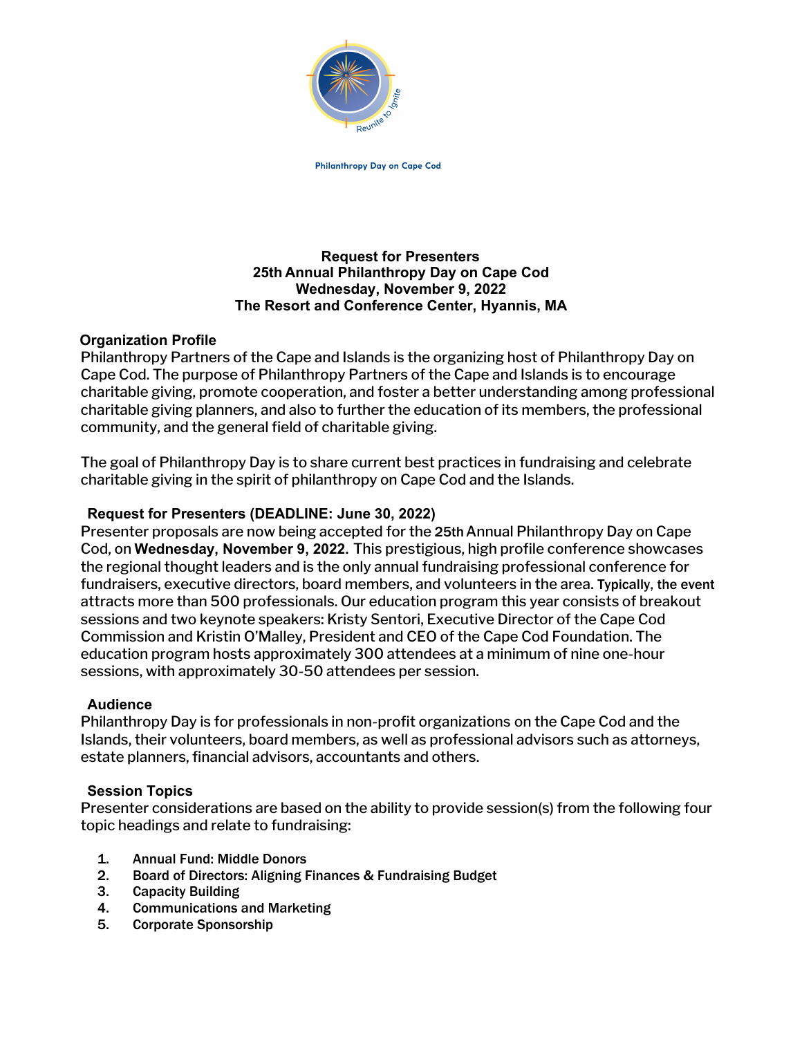Reunite to Ignite

Philanthropy Day on Cape Cod

**Request for Presenters**
**25th Annual Philanthropy Day on Cape Cod**
**Wednesday, November 9, 2022**
**The Resort and Conference Center, Hyannis, MA**

## Organization Profile

Philanthropy Partners of the Cape and Islands is the organizing host of Philanthropy Day on Cape Cod. The purpose of Philanthropy Partners of the Cape and Islands is to encourage charitable giving, promote cooperation, and foster a better understanding among professional charitable giving planners, and also to further the education of its members, the professional community, and the general field of charitable giving.

The goal of Philanthropy Day is to share current best practices in fundraising and celebrate charitable giving in the spirit of philanthropy on Cape Cod and the Islands.

## Request for Presenters (DEADLINE: June 30, 2022)

Presenter proposals are now being accepted for the 25th Annual Philanthropy Day on Cape Cod, on **Wednesday, November 9, 2022**. This prestigious, high profile conference showcases the regional thought leaders and is the only annual fundraising professional conference for fundraisers, executive directors, board members, and volunteers in the area. Typically, the event attracts more than 500 professionals. Our education program this year consists of breakout sessions and two keynote speakers: Kristy Sentori, Executive Director of the Cape Cod Commission and Kristin O'Malley, President and CEO of the Cape Cod Foundation. The education program hosts approximately 300 attendees at a minimum of nine one-hour sessions, with approximately 30-50 attendees per session.

## Audience

Philanthropy Day is for professionals in non-profit organizations on the Cape Cod and the Islands, their volunteers, board members, as well as professional advisors such as attorneys, estate planners, financial advisors, accountants and others.

## Session Topics

Presenter considerations are based on the ability to provide session(s) from the following four topic headings and relate to fundraising:

1. Annual Fund: Middle Donors
2. Board of Directors: Aligning Finances & Fundraising Budget
3. Capacity Building
4. Communications and Marketing
5. Corporate Sponsorship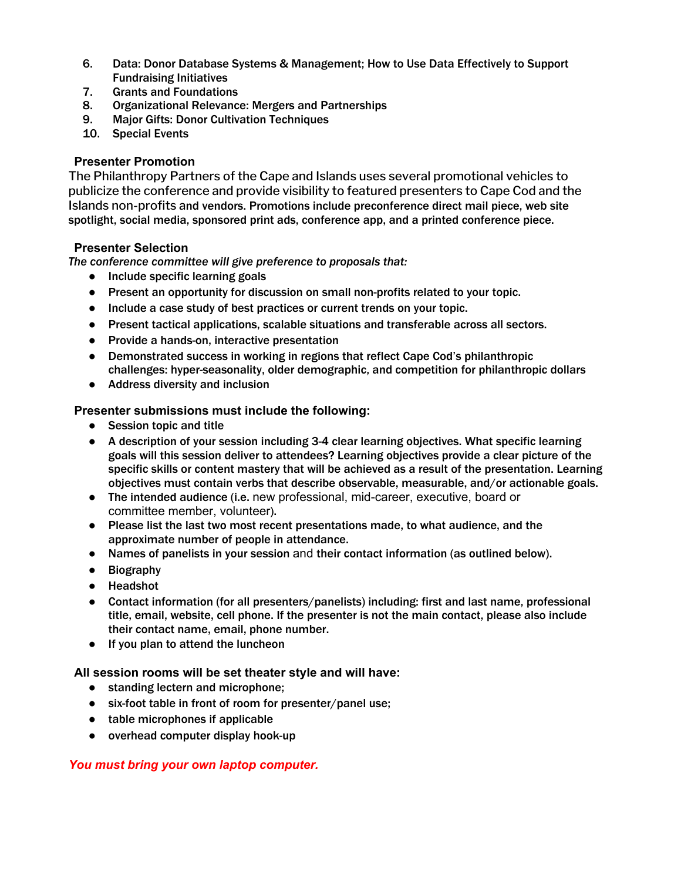6. Data: Donor Database Systems & Management; How to Use Data Effectively to Support Fundraising Initiatives
7. Grants and Foundations
8. Organizational Relevance: Mergers and Partnerships
9. Major Gifts: Donor Cultivation Techniques
10. Special Events

## Presenter Promotion

The Philanthropy Partners of the Cape and Islands uses several promotional vehicles to publicize the conference and provide visibility to featured presenters to Cape Cod and the Islands non-profits and vendors. Promotions include preconference direct mail piece, web site spotlight, social media, sponsored print ads, conference app, and a printed conference piece.

## Presenter Selection

*The conference committee will give preference to proposals that:*

- Include specific learning goals
- Present an opportunity for discussion on small non-profits related to your topic.
- Include a case study of best practices or current trends on your topic.
- Present tactical applications, scalable situations and transferable across all sectors.
- Provide a hands-on, interactive presentation
- Demonstrated success in working in regions that reflect Cape Cod's philanthropic challenges: hyper-seasonality, older demographic, and competition for philanthropic dollars
- Address diversity and inclusion

## Presenter submissions must include the following:

- Session topic and title
- A description of your session including 3-4 clear learning objectives. What specific learning goals will this session deliver to attendees? Learning objectives provide a clear picture of the specific skills or content mastery that will be achieved as a result of the presentation. Learning objectives must contain verbs that describe observable, measurable, and/or actionable goals.
- The intended audience (i.e. new professional, mid-career, executive, board or committee member, volunteer).
- Please list the last two most recent presentations made, to what audience, and the approximate number of people in attendance.
- Names of panelists in your session and their contact information (as outlined below).
- Biography
- Headshot
- Contact information (for all presenters/panelists) including: first and last name, professional title, email, website, cell phone. If the presenter is not the main contact, please also include their contact name, email, phone number.
- If you plan to attend the luncheon

## All session rooms will be set theater style and will have:

- standing lectern and microphone;
- six-foot table in front of room for presenter/panel use;
- table microphones if applicable
- overhead computer display hook-up

***You must bring your own laptop computer.***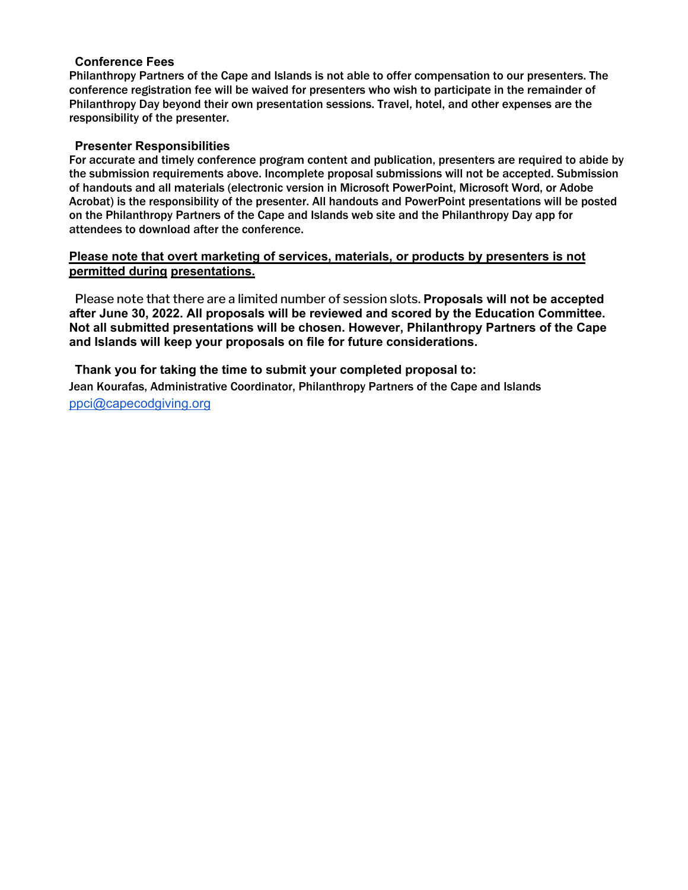### Conference Fees

Philanthropy Partners of the Cape and Islands is not able to offer compensation to our presenters. The conference registration fee will be waived for presenters who wish to participate in the remainder of Philanthropy Day beyond their own presentation sessions. Travel, hotel, and other expenses are the responsibility of the presenter.

### Presenter Responsibilities

For accurate and timely conference program content and publication, presenters are required to abide by the submission requirements above. Incomplete proposal submissions will not be accepted. Submission of handouts and all materials (electronic version in Microsoft PowerPoint, Microsoft Word, or Adobe Acrobat) is the responsibility of the presenter. All handouts and PowerPoint presentations will be posted on the Philanthropy Partners of the Cape and Islands web site and the Philanthropy Day app for attendees to download after the conference.

**Please note that overt marketing of services, materials, or products by presenters is not permitted during presentations.**

Please note that there are a limited number of session slots. **Proposals will not be accepted after June 30, 2022. All proposals will be reviewed and scored by the Education Committee. Not all submitted presentations will be chosen. However, Philanthropy Partners of the Cape and Islands will keep your proposals on file for future considerations.**

**Thank you for taking the time to submit your completed proposal to:**

Jean Kourafas, Administrative Coordinator, Philanthropy Partners of the Cape and Islands
ppci@capecodgiving.org